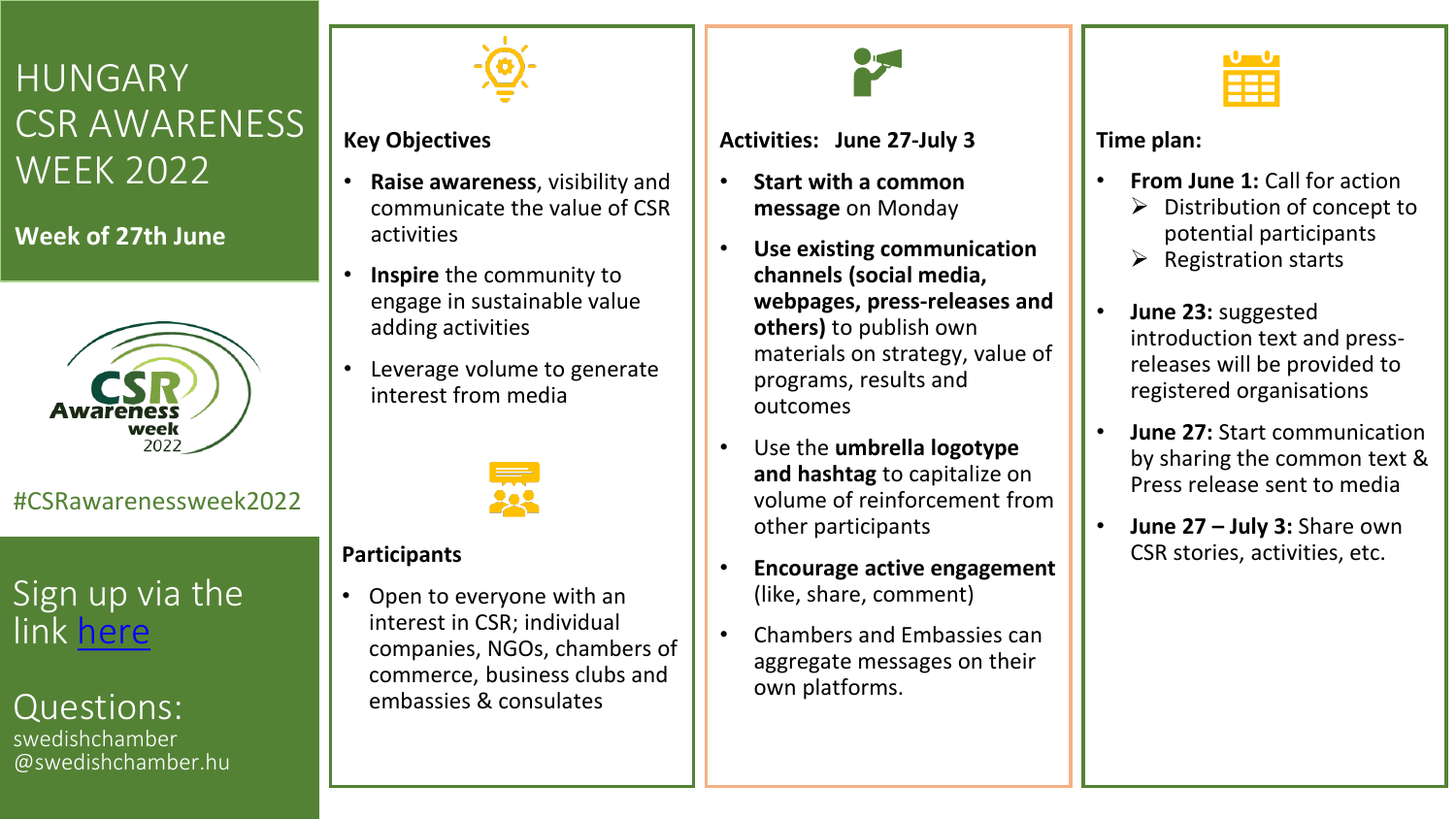# HUNGARY CSR AWARENESS WEEK 2022

**Week of 27th June**

#CSRawarenessweek2022

Sign up via the link here

Questions:
swedishchamber @swedishchamber.hu

## Key Objectives

- **Raise awareness**, visibility and communicate the value of CSR activities
- **Inspire** the community to engage in sustainable value adding activities
- Leverage volume to generate interest from media

## Participants

- Open to everyone with an interest in CSR; individual companies, NGOs, chambers of commerce, business clubs and embassies & consulates

## Activities: June 27-July 3

- **Start with a common message** on Monday
- **Use existing communication channels (social media, webpages, press-releases and others)** to publish own materials on strategy, value of programs, results and outcomes
- Use the **umbrella logotype and hashtag** to capitalize on volume of reinforcement from other participants
- **Encourage active engagement** (like, share, comment)
- Chambers and Embassies can aggregate messages on their own platforms.

## Time plan:

- **From June 1:** Call for action
  - Distribution of concept to potential participants
  - Registration starts
- **June 23:** suggested introduction text and press-releases will be provided to registered organisations
- **June 27:** Start communication by sharing the common text & Press release sent to media
- **June 27 – July 3:** Share own CSR stories, activities, etc.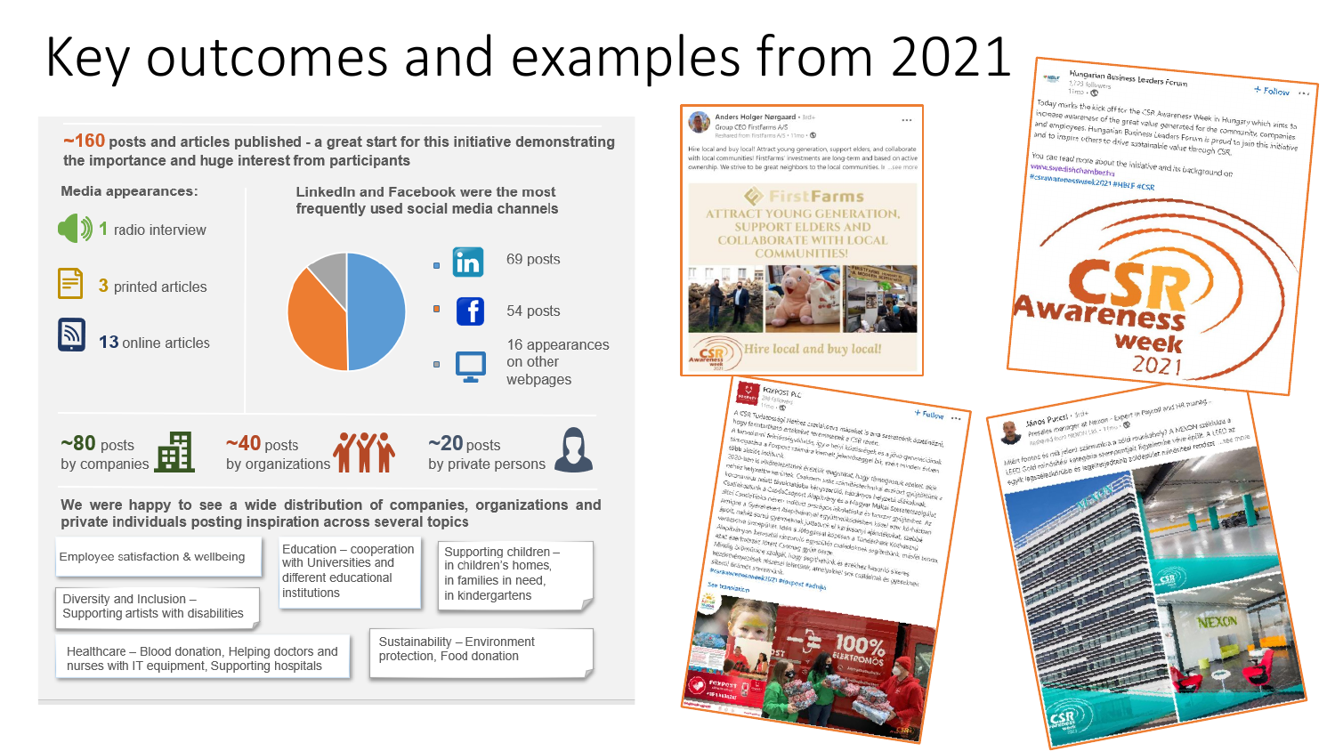# Key outcomes and examples from 2021

**~160 posts and articles published - a great start for this initiative demonstrating the importance and huge interest from participants**

**Media appearances:**

- 1 radio interview
- 3 printed articles
- 13 online articles

**LinkedIn and Facebook were the most frequently used social media channels**

- 69 posts
- 54 posts
- 16 appearances on other webpages

~80 posts by companies

~40 posts by organizations

~20 posts by private persons

**We were happy to see a wide distribution of companies, organizations and private individuals posting inspiration across several topics**

- Employee satisfaction & wellbeing
- Education – cooperation with Universities and different educational institutions
- Supporting children – in children's homes, in families in need, in kindergartens
- Diversity and Inclusion – Supporting artists with disabilities
- Healthcare – Blood donation, Helping doctors and nurses with IT equipment, Supporting hospitals
- Sustainability – Environment protection, Food donation